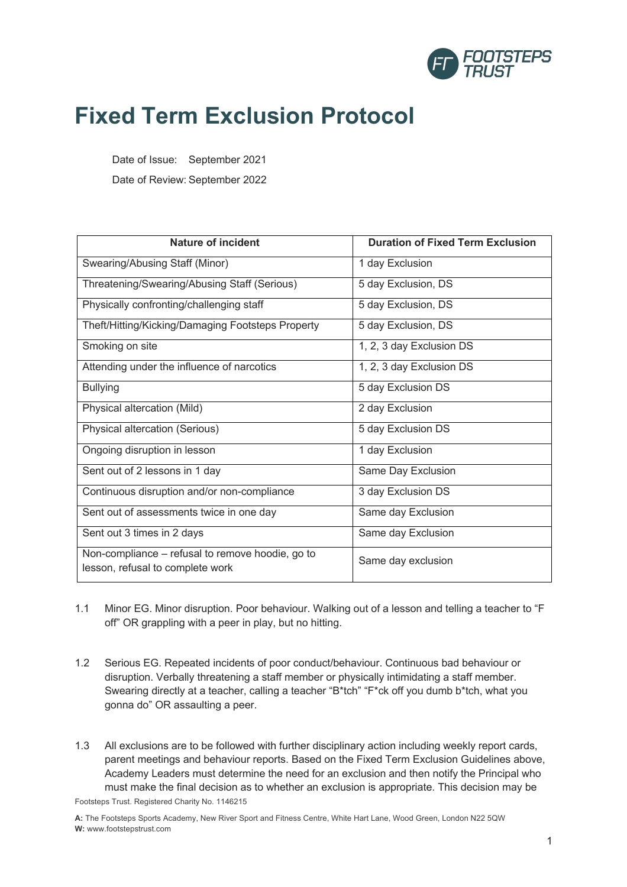# Fixed Term Exclusion Protocol

Date of Issue: September 2021

Date of Review: September 2022

| Nature of incident | Duration of Fixed Term Exclusion |
|---|---|
| Swearing/Abusing Staff (Minor) | 1 day Exclusion |
| Threatening/Swearing/Abusing Staff (Serious) | 5 day Exclusion, DS |
| Physically confronting/challenging staff | 5 day Exclusion, DS |
| Theft/Hitting/Kicking/Damaging Footsteps Property | 5 day Exclusion, DS |
| Smoking on site | 1, 2, 3 day Exclusion DS |
| Attending under the influence of narcotics | 1, 2, 3 day Exclusion DS |
| Bullying | 5 day Exclusion DS |
| Physical altercation (Mild) | 2 day Exclusion |
| Physical altercation (Serious) | 5 day Exclusion DS |
| Ongoing disruption in lesson | 1 day Exclusion |
| Sent out of 2 lessons in 1 day | Same Day Exclusion |
| Continuous disruption and/or non-compliance | 3 day Exclusion DS |
| Sent out of assessments twice in one day | Same day Exclusion |
| Sent out 3 times in 2 days | Same day Exclusion |
| Non-compliance – refusal to remove hoodie, go to lesson, refusal to complete work | Same day exclusion |

1.1 Minor EG. Minor disruption. Poor behaviour. Walking out of a lesson and telling a teacher to "F off" OR grappling with a peer in play, but no hitting.

1.2 Serious EG. Repeated incidents of poor conduct/behaviour. Continuous bad behaviour or disruption. Verbally threatening a staff member or physically intimidating a staff member. Swearing directly at a teacher, calling a teacher "B*tch" "F*ck off you dumb b*tch, what you gonna do" OR assaulting a peer.

1.3 All exclusions are to be followed with further disciplinary action including weekly report cards, parent meetings and behaviour reports. Based on the Fixed Term Exclusion Guidelines above, Academy Leaders must determine the need for an exclusion and then notify the Principal who must make the final decision as to whether an exclusion is appropriate. This decision may be

Footsteps Trust. Registered Charity No. 1146215

**A:** The Footsteps Sports Academy, New River Sport and Fitness Centre, White Hart Lane, Wood Green, London N22 5QW
**W:** www.footstepstrust.com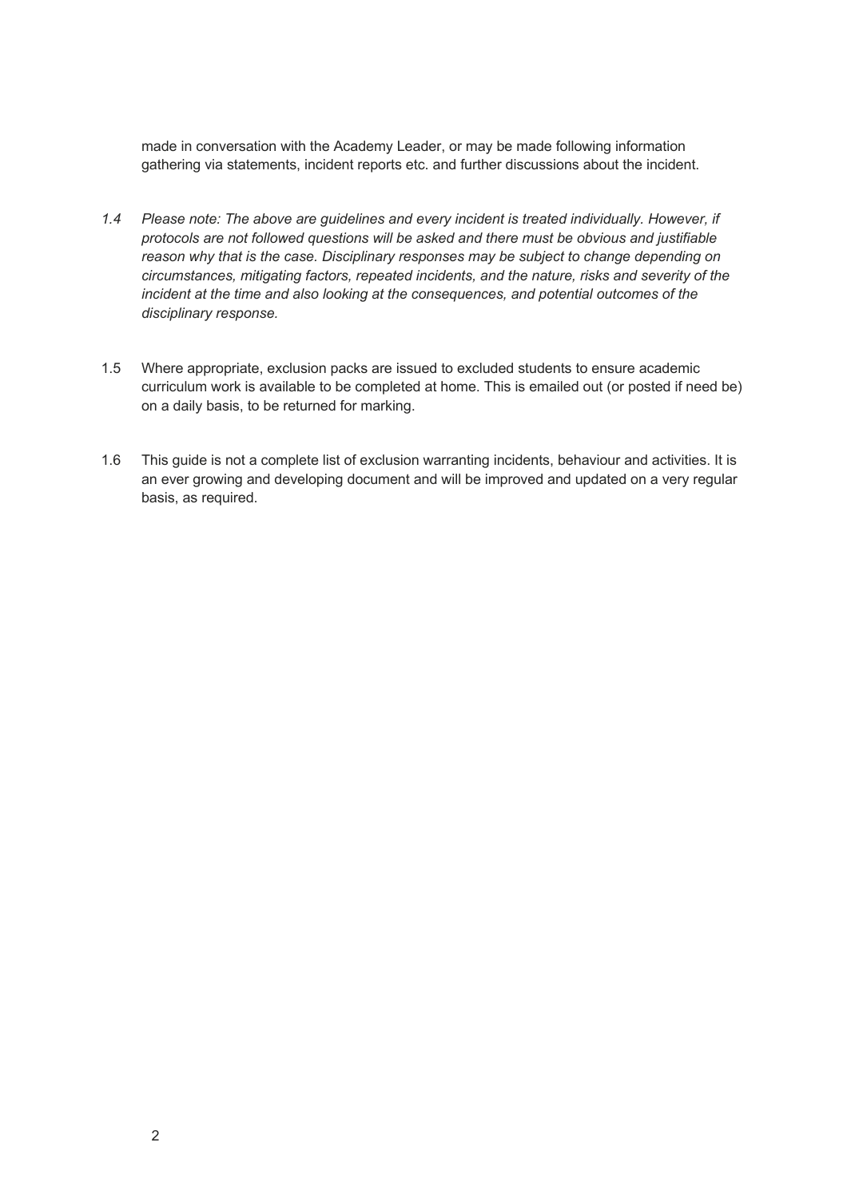made in conversation with the Academy Leader, or may be made following information gathering via statements, incident reports etc. and further discussions about the incident.

*1.4 Please note: The above are guidelines and every incident is treated individually. However, if protocols are not followed questions will be asked and there must be obvious and justifiable reason why that is the case. Disciplinary responses may be subject to change depending on circumstances, mitigating factors, repeated incidents, and the nature, risks and severity of the incident at the time and also looking at the consequences, and potential outcomes of the disciplinary response.*

1.5 Where appropriate, exclusion packs are issued to excluded students to ensure academic curriculum work is available to be completed at home. This is emailed out (or posted if need be) on a daily basis, to be returned for marking.

1.6 This guide is not a complete list of exclusion warranting incidents, behaviour and activities. It is an ever growing and developing document and will be improved and updated on a very regular basis, as required.